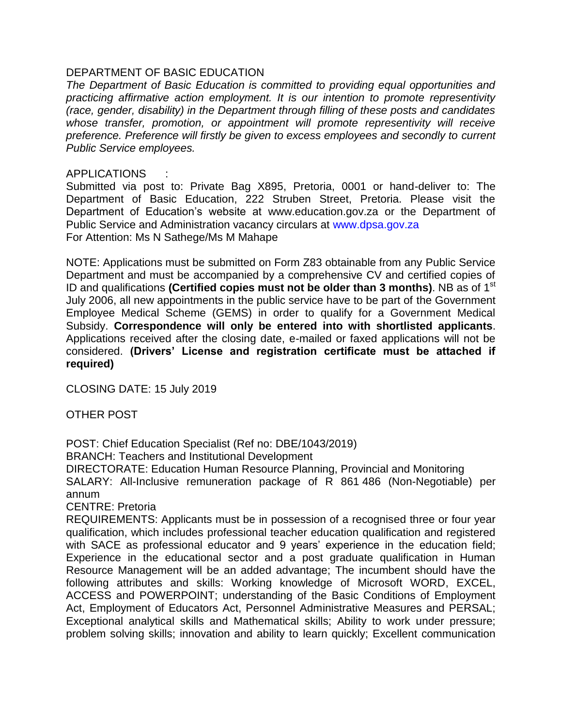DEPARTMENT OF BASIC EDUCATION

*The Department of Basic Education is committed to providing equal opportunities and practicing affirmative action employment. It is our intention to promote representivity (race, gender, disability) in the Department through filling of these posts and candidates whose transfer, promotion, or appointment will promote representivity will receive preference. Preference will firstly be given to excess employees and secondly to current Public Service employees.*

APPLICATIONS :
Submitted via post to: Private Bag X895, Pretoria, 0001 or hand-deliver to: The Department of Basic Education, 222 Struben Street, Pretoria. Please visit the Department of Education's website at www.education.gov.za or the Department of Public Service and Administration vacancy circulars at www.dpsa.gov.za
For Attention: Ms N Sathege/Ms M Mahape

NOTE: Applications must be submitted on Form Z83 obtainable from any Public Service Department and must be accompanied by a comprehensive CV and certified copies of ID and qualifications **(Certified copies must not be older than 3 months)**. NB as of 1st July 2006, all new appointments in the public service have to be part of the Government Employee Medical Scheme (GEMS) in order to qualify for a Government Medical Subsidy. **Correspondence will only be entered into with shortlisted applicants**. Applications received after the closing date, e-mailed or faxed applications will not be considered. **(Drivers' License and registration certificate must be attached if required)**

CLOSING DATE: 15 July 2019

OTHER POST

POST: Chief Education Specialist (Ref no: DBE/1043/2019)
BRANCH: Teachers and Institutional Development
DIRECTORATE: Education Human Resource Planning, Provincial and Monitoring
SALARY: All-Inclusive remuneration package of R 861 486 (Non-Negotiable) per annum
CENTRE: Pretoria
REQUIREMENTS: Applicants must be in possession of a recognised three or four year qualification, which includes professional teacher education qualification and registered with SACE as professional educator and 9 years' experience in the education field; Experience in the educational sector and a post graduate qualification in Human Resource Management will be an added advantage; The incumbent should have the following attributes and skills: Working knowledge of Microsoft WORD, EXCEL, ACCESS and POWERPOINT; understanding of the Basic Conditions of Employment Act, Employment of Educators Act, Personnel Administrative Measures and PERSAL; Exceptional analytical skills and Mathematical skills; Ability to work under pressure; problem solving skills; innovation and ability to learn quickly; Excellent communication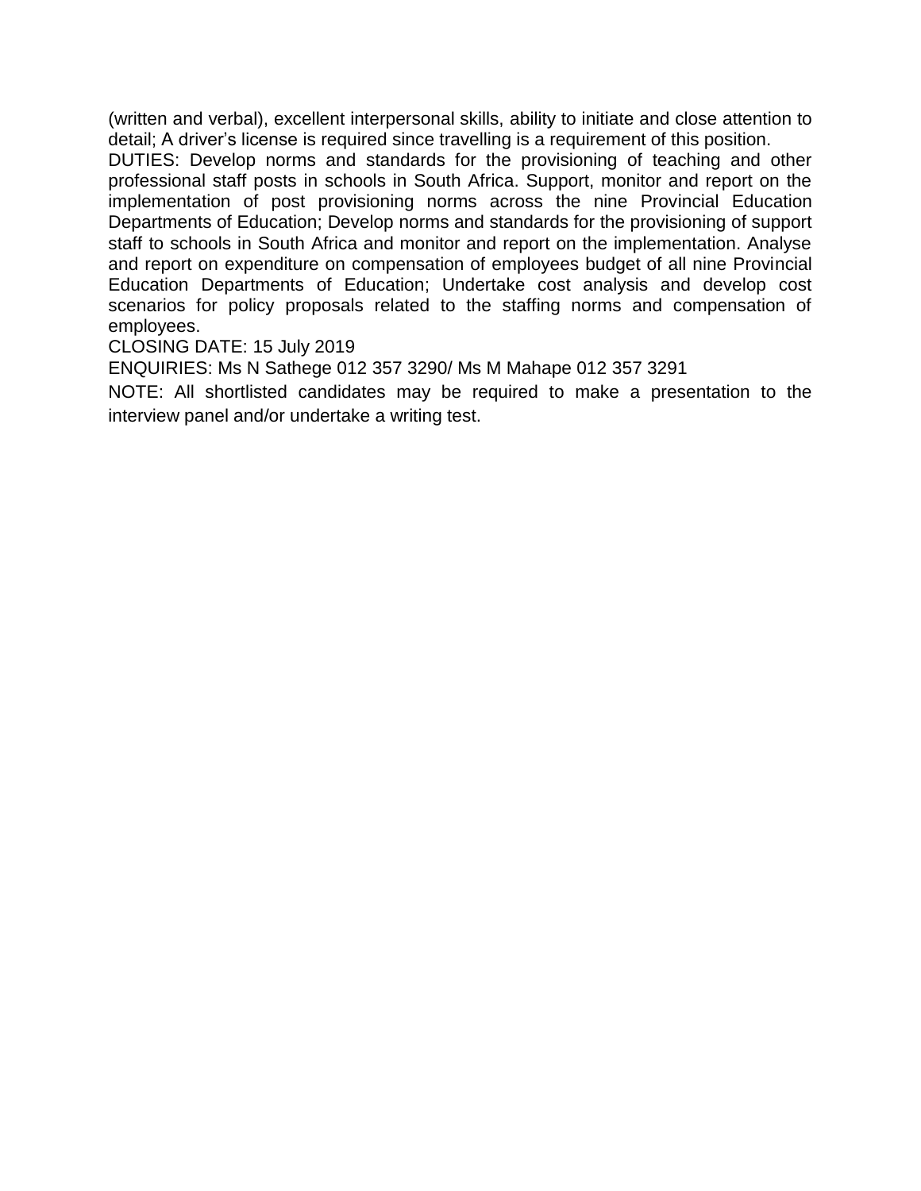(written and verbal), excellent interpersonal skills, ability to initiate and close attention to detail; A driver's license is required since travelling is a requirement of this position.

DUTIES: Develop norms and standards for the provisioning of teaching and other professional staff posts in schools in South Africa. Support, monitor and report on the implementation of post provisioning norms across the nine Provincial Education Departments of Education; Develop norms and standards for the provisioning of support staff to schools in South Africa and monitor and report on the implementation. Analyse and report on expenditure on compensation of employees budget of all nine Provincial Education Departments of Education; Undertake cost analysis and develop cost scenarios for policy proposals related to the staffing norms and compensation of employees.

CLOSING DATE: 15 July 2019

ENQUIRIES: Ms N Sathege 012 357 3290/ Ms M Mahape 012 357 3291

NOTE: All shortlisted candidates may be required to make a presentation to the interview panel and/or undertake a writing test.